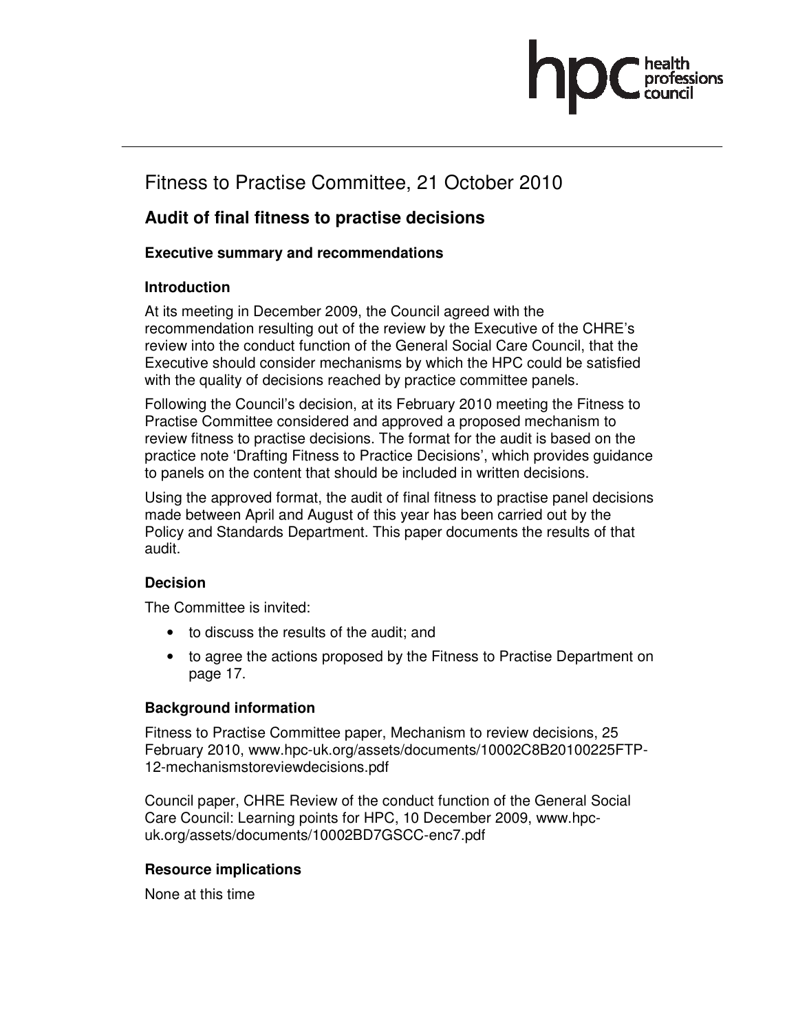# Fitness to Practise Committee, 21 October 2010

## Audit of final fitness to practise decisions

### Executive summary and recommendations

### Introduction

At its meeting in December 2009, the Council agreed with the recommendation resulting out of the review by the Executive of the CHRE's review into the conduct function of the General Social Care Council, that the Executive should consider mechanisms by which the HPC could be satisfied with the quality of decisions reached by practice committee panels.

Following the Council's decision, at its February 2010 meeting the Fitness to Practise Committee considered and approved a proposed mechanism to review fitness to practise decisions. The format for the audit is based on the practice note 'Drafting Fitness to Practice Decisions', which provides guidance to panels on the content that should be included in written decisions.

Using the approved format, the audit of final fitness to practise panel decisions made between April and August of this year has been carried out by the Policy and Standards Department. This paper documents the results of that audit.

### Decision

The Committee is invited:

- to discuss the results of the audit; and
- to agree the actions proposed by the Fitness to Practise Department on page 17.

### Background information

Fitness to Practise Committee paper, Mechanism to review decisions, 25 February 2010, www.hpc-uk.org/assets/documents/10002C8B20100225FTP-12-mechanismstoreviewdecisions.pdf

Council paper, CHRE Review of the conduct function of the General Social Care Council: Learning points for HPC, 10 December 2009, www.hpc-uk.org/assets/documents/10002BD7GSCC-enc7.pdf

### Resource implications

None at this time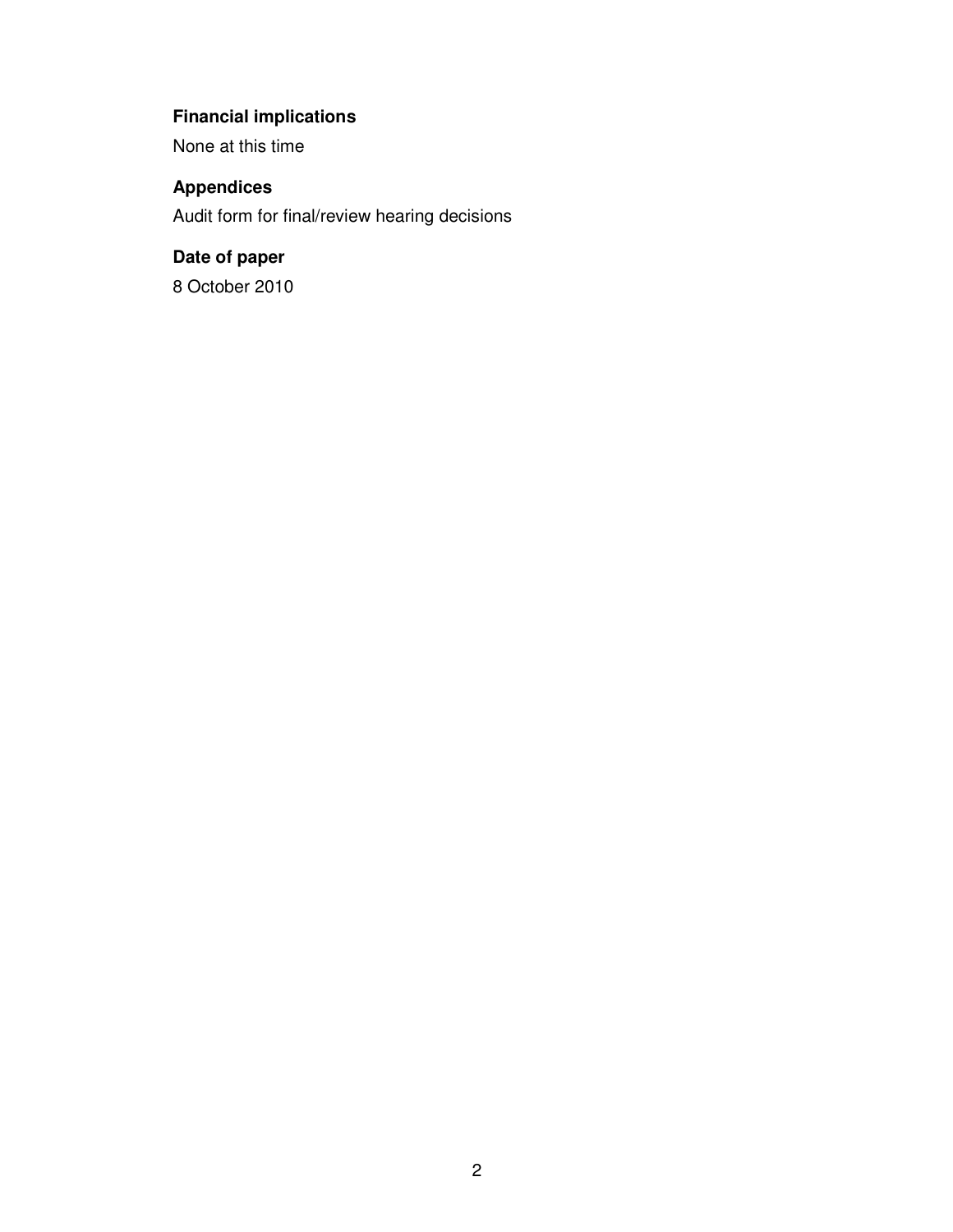### Financial implications

None at this time

### Appendices

Audit form for final/review hearing decisions

### Date of paper

8 October 2010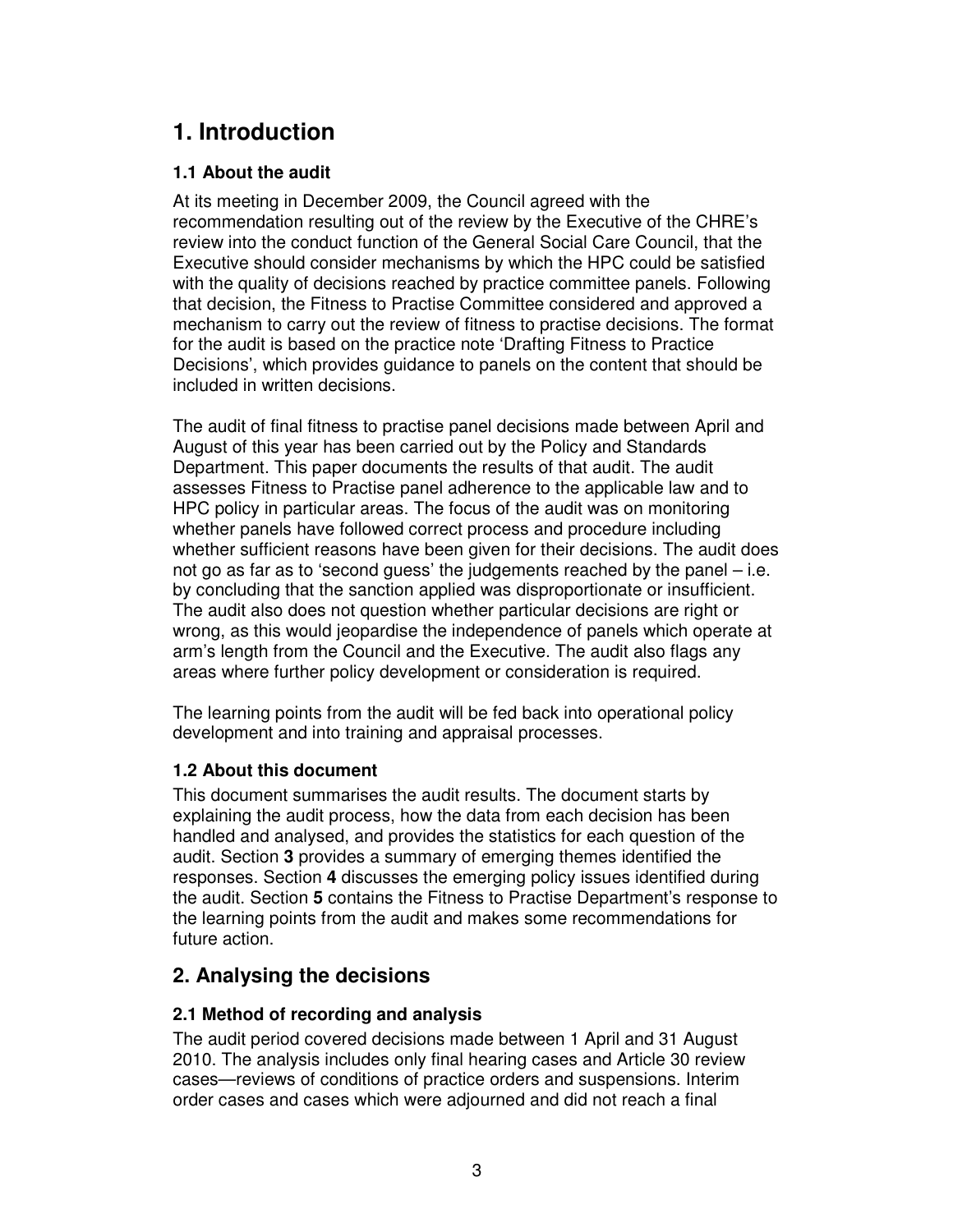# 1. Introduction

### 1.1 About the audit

At its meeting in December 2009, the Council agreed with the recommendation resulting out of the review by the Executive of the CHRE's review into the conduct function of the General Social Care Council, that the Executive should consider mechanisms by which the HPC could be satisfied with the quality of decisions reached by practice committee panels. Following that decision, the Fitness to Practise Committee considered and approved a mechanism to carry out the review of fitness to practise decisions. The format for the audit is based on the practice note 'Drafting Fitness to Practice Decisions', which provides guidance to panels on the content that should be included in written decisions.

The audit of final fitness to practise panel decisions made between April and August of this year has been carried out by the Policy and Standards Department. This paper documents the results of that audit. The audit assesses Fitness to Practise panel adherence to the applicable law and to HPC policy in particular areas. The focus of the audit was on monitoring whether panels have followed correct process and procedure including whether sufficient reasons have been given for their decisions. The audit does not go as far as to 'second guess' the judgements reached by the panel – i.e. by concluding that the sanction applied was disproportionate or insufficient. The audit also does not question whether particular decisions are right or wrong, as this would jeopardise the independence of panels which operate at arm's length from the Council and the Executive. The audit also flags any areas where further policy development or consideration is required.

The learning points from the audit will be fed back into operational policy development and into training and appraisal processes.

### 1.2 About this document

This document summarises the audit results. The document starts by explaining the audit process, how the data from each decision has been handled and analysed, and provides the statistics for each question of the audit. Section **3** provides a summary of emerging themes identified the responses. Section **4** discusses the emerging policy issues identified during the audit. Section **5** contains the Fitness to Practise Department's response to the learning points from the audit and makes some recommendations for future action.

# 2. Analysing the decisions

### 2.1 Method of recording and analysis

The audit period covered decisions made between 1 April and 31 August 2010. The analysis includes only final hearing cases and Article 30 review cases—reviews of conditions of practice orders and suspensions. Interim order cases and cases which were adjourned and did not reach a final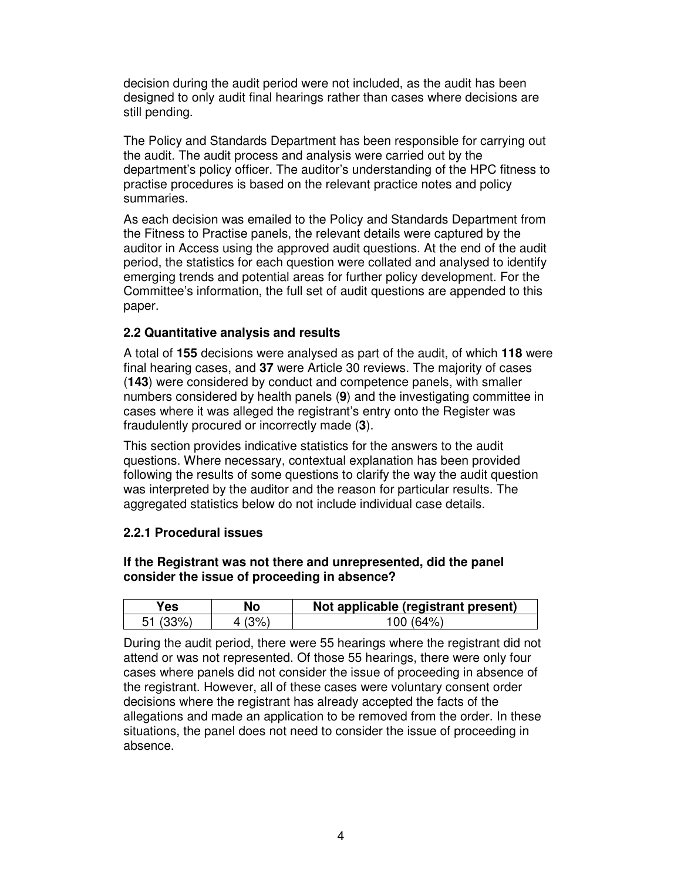decision during the audit period were not included, as the audit has been designed to only audit final hearings rather than cases where decisions are still pending.

The Policy and Standards Department has been responsible for carrying out the audit. The audit process and analysis were carried out by the department's policy officer. The auditor's understanding of the HPC fitness to practise procedures is based on the relevant practice notes and policy summaries.

As each decision was emailed to the Policy and Standards Department from the Fitness to Practise panels, the relevant details were captured by the auditor in Access using the approved audit questions. At the end of the audit period, the statistics for each question were collated and analysed to identify emerging trends and potential areas for further policy development. For the Committee's information, the full set of audit questions are appended to this paper.

### 2.2 Quantitative analysis and results

A total of **155** decisions were analysed as part of the audit, of which **118** were final hearing cases, and **37** were Article 30 reviews. The majority of cases (**143**) were considered by conduct and competence panels, with smaller numbers considered by health panels (**9**) and the investigating committee in cases where it was alleged the registrant's entry onto the Register was fraudulently procured or incorrectly made (**3**).

This section provides indicative statistics for the answers to the audit questions. Where necessary, contextual explanation has been provided following the results of some questions to clarify the way the audit question was interpreted by the auditor and the reason for particular results. The aggregated statistics below do not include individual case details.

### 2.2.1 Procedural issues

**If the Registrant was not there and unrepresented, did the panel consider the issue of proceeding in absence?**

| Yes | No | Not applicable (registrant present) |
|---|---|---|
| 51 (33%) | 4 (3%) | 100 (64%) |

During the audit period, there were 55 hearings where the registrant did not attend or was not represented. Of those 55 hearings, there were only four cases where panels did not consider the issue of proceeding in absence of the registrant. However, all of these cases were voluntary consent order decisions where the registrant has already accepted the facts of the allegations and made an application to be removed from the order. In these situations, the panel does not need to consider the issue of proceeding in absence.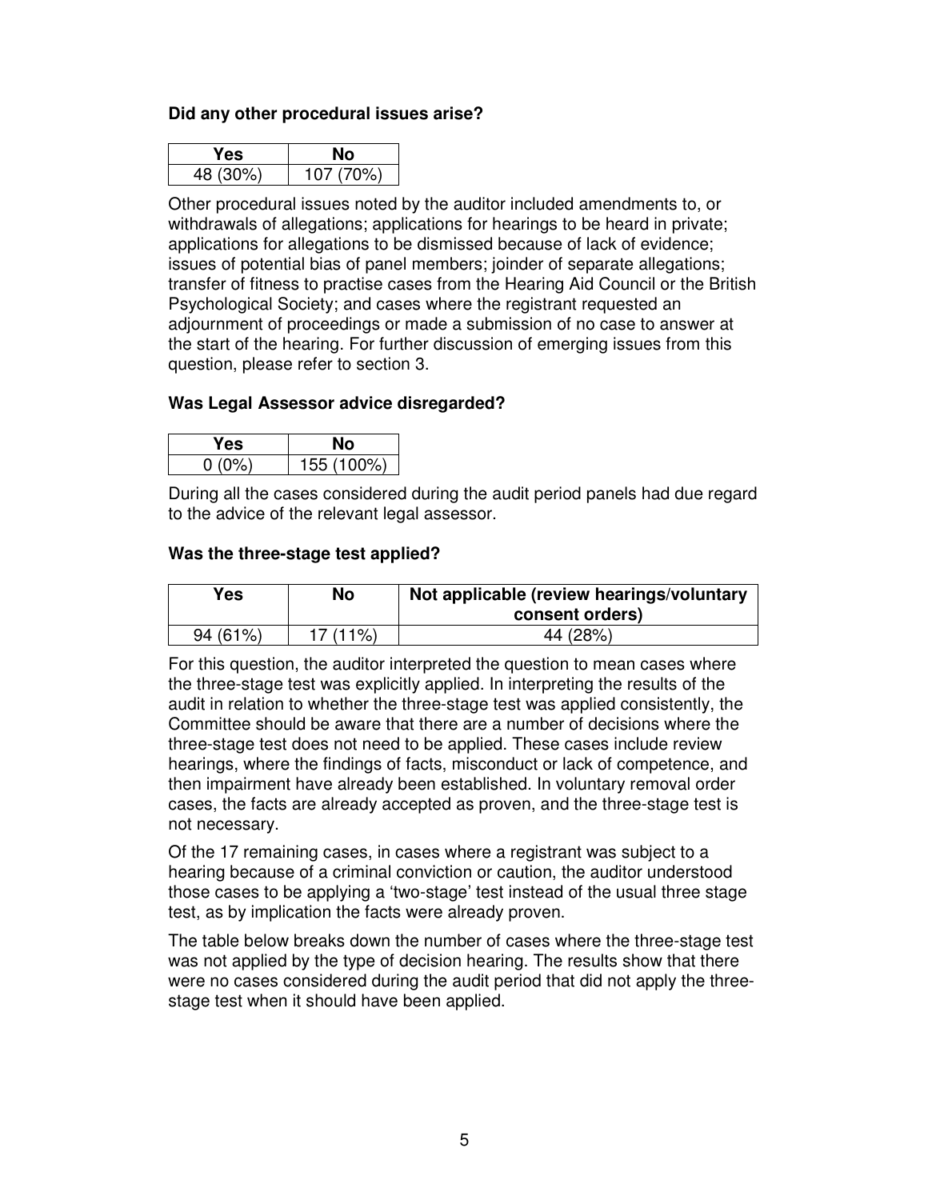**Did any other procedural issues arise?**

| Yes | No |
|---|---|
| 48 (30%) | 107 (70%) |

Other procedural issues noted by the auditor included amendments to, or withdrawals of allegations; applications for hearings to be heard in private; applications for allegations to be dismissed because of lack of evidence; issues of potential bias of panel members; joinder of separate allegations; transfer of fitness to practise cases from the Hearing Aid Council or the British Psychological Society; and cases where the registrant requested an adjournment of proceedings or made a submission of no case to answer at the start of the hearing. For further discussion of emerging issues from this question, please refer to section 3.

**Was Legal Assessor advice disregarded?**

| Yes | No |
|---|---|
| 0 (0%) | 155 (100%) |

During all the cases considered during the audit period panels had due regard to the advice of the relevant legal assessor.

**Was the three-stage test applied?**

| Yes | No | Not applicable (review hearings/voluntary consent orders) |
|---|---|---|
| 94 (61%) | 17 (11%) | 44 (28%) |

For this question, the auditor interpreted the question to mean cases where the three-stage test was explicitly applied. In interpreting the results of the audit in relation to whether the three-stage test was applied consistently, the Committee should be aware that there are a number of decisions where the three-stage test does not need to be applied. These cases include review hearings, where the findings of facts, misconduct or lack of competence, and then impairment have already been established. In voluntary removal order cases, the facts are already accepted as proven, and the three-stage test is not necessary.

Of the 17 remaining cases, in cases where a registrant was subject to a hearing because of a criminal conviction or caution, the auditor understood those cases to be applying a 'two-stage' test instead of the usual three stage test, as by implication the facts were already proven.

The table below breaks down the number of cases where the three-stage test was not applied by the type of decision hearing. The results show that there were no cases considered during the audit period that did not apply the three-stage test when it should have been applied.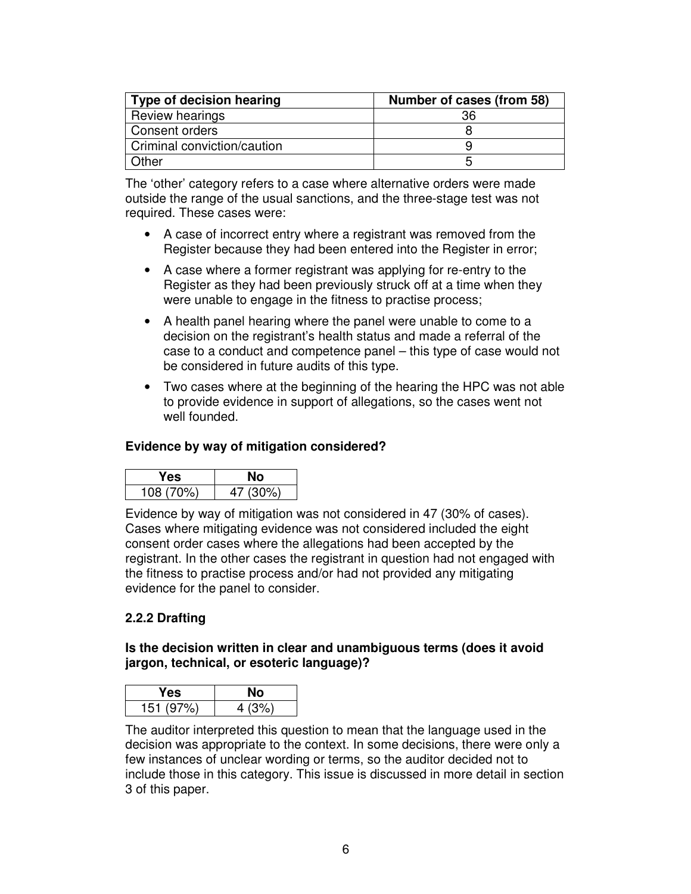| Type of decision hearing | Number of cases (from 58) |
| --- | --- |
| Review hearings | 36 |
| Consent orders | 8 |
| Criminal conviction/caution | 9 |
| Other | 5 |

The 'other' category refers to a case where alternative orders were made outside the range of the usual sanctions, and the three-stage test was not required. These cases were:

- A case of incorrect entry where a registrant was removed from the Register because they had been entered into the Register in error;
- A case where a former registrant was applying for re-entry to the Register as they had been previously struck off at a time when they were unable to engage in the fitness to practise process;
- A health panel hearing where the panel were unable to come to a decision on the registrant's health status and made a referral of the case to a conduct and competence panel – this type of case would not be considered in future audits of this type.
- Two cases where at the beginning of the hearing the HPC was not able to provide evidence in support of allegations, so the cases went not well founded.

**Evidence by way of mitigation considered?**

| Yes | No |
| --- | --- |
| 108 (70%) | 47 (30%) |

Evidence by way of mitigation was not considered in 47 (30% of cases). Cases where mitigating evidence was not considered included the eight consent order cases where the allegations had been accepted by the registrant. In the other cases the registrant in question had not engaged with the fitness to practise process and/or had not provided any mitigating evidence for the panel to consider.

### 2.2.2 Drafting

**Is the decision written in clear and unambiguous terms (does it avoid jargon, technical, or esoteric language)?**

| Yes | No |
| --- | --- |
| 151 (97%) | 4 (3%) |

The auditor interpreted this question to mean that the language used in the decision was appropriate to the context. In some decisions, there were only a few instances of unclear wording or terms, so the auditor decided not to include those in this category. This issue is discussed in more detail in section 3 of this paper.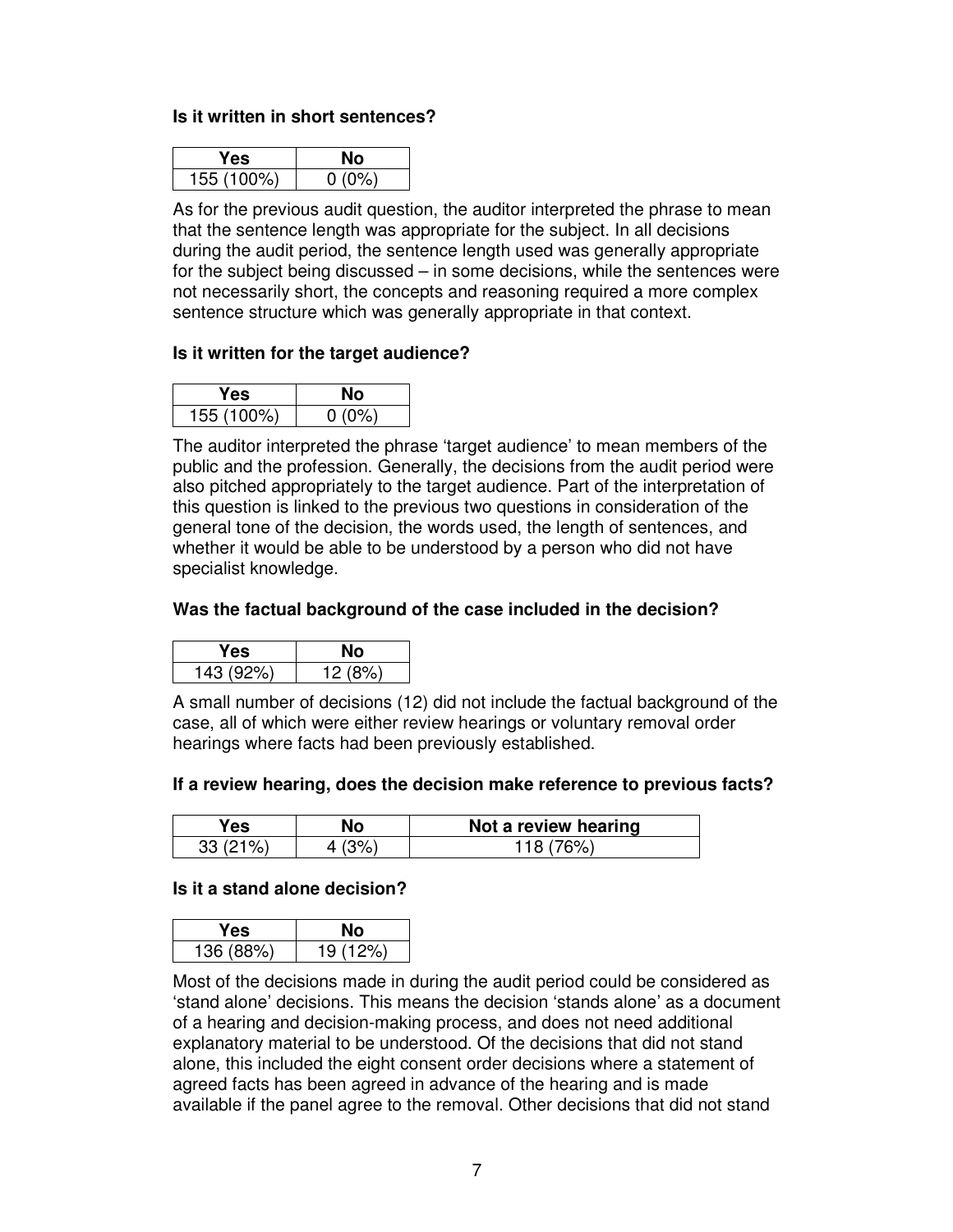**Is it written in short sentences?**

| Yes | No |
|---|---|
| 155 (100%) | 0 (0%) |

As for the previous audit question, the auditor interpreted the phrase to mean that the sentence length was appropriate for the subject. In all decisions during the audit period, the sentence length used was generally appropriate for the subject being discussed – in some decisions, while the sentences were not necessarily short, the concepts and reasoning required a more complex sentence structure which was generally appropriate in that context.

**Is it written for the target audience?**

| Yes | No |
|---|---|
| 155 (100%) | 0 (0%) |

The auditor interpreted the phrase 'target audience' to mean members of the public and the profession. Generally, the decisions from the audit period were also pitched appropriately to the target audience. Part of the interpretation of this question is linked to the previous two questions in consideration of the general tone of the decision, the words used, the length of sentences, and whether it would be able to be understood by a person who did not have specialist knowledge.

**Was the factual background of the case included in the decision?**

| Yes | No |
|---|---|
| 143 (92%) | 12 (8%) |

A small number of decisions (12) did not include the factual background of the case, all of which were either review hearings or voluntary removal order hearings where facts had been previously established.

**If a review hearing, does the decision make reference to previous facts?**

| Yes | No | Not a review hearing |
|---|---|---|
| 33 (21%) | 4 (3%) | 118 (76%) |

**Is it a stand alone decision?**

| Yes | No |
|---|---|
| 136 (88%) | 19 (12%) |

Most of the decisions made in during the audit period could be considered as 'stand alone' decisions. This means the decision 'stands alone' as a document of a hearing and decision-making process, and does not need additional explanatory material to be understood. Of the decisions that did not stand alone, this included the eight consent order decisions where a statement of agreed facts has been agreed in advance of the hearing and is made available if the panel agree to the removal. Other decisions that did not stand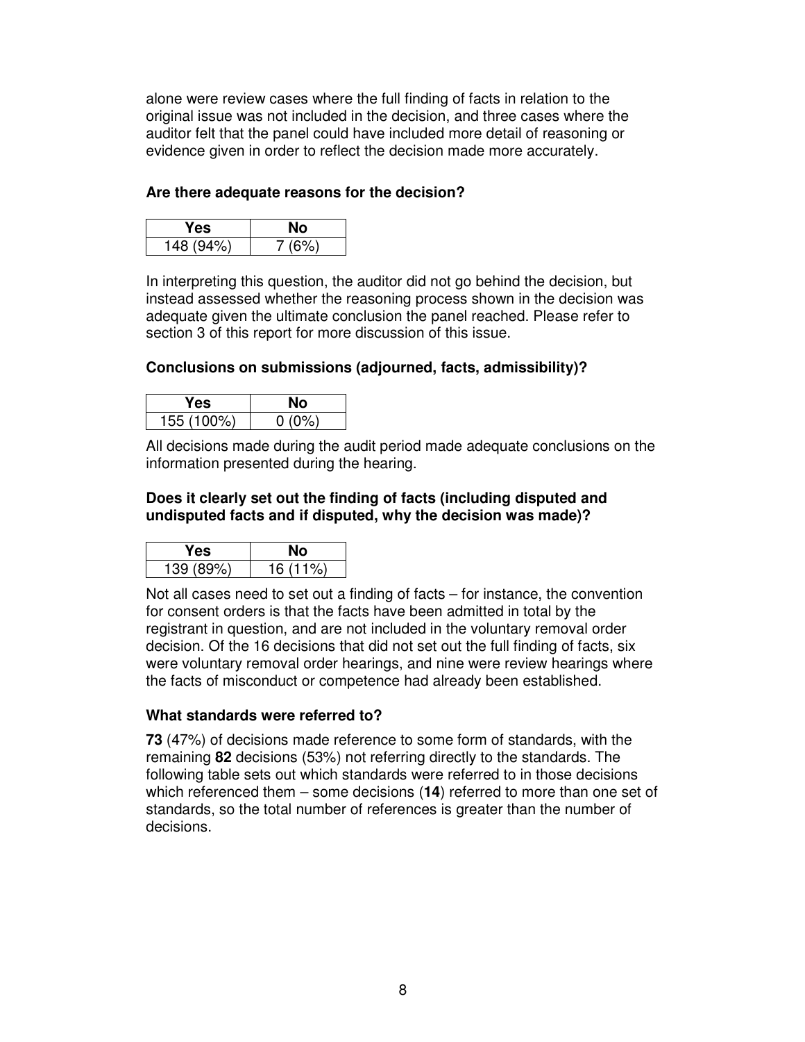alone were review cases where the full finding of facts in relation to the original issue was not included in the decision, and three cases where the auditor felt that the panel could have included more detail of reasoning or evidence given in order to reflect the decision made more accurately.

**Are there adequate reasons for the decision?**

| Yes | No |
|---|---|
| 148 (94%) | 7 (6%) |

In interpreting this question, the auditor did not go behind the decision, but instead assessed whether the reasoning process shown in the decision was adequate given the ultimate conclusion the panel reached. Please refer to section 3 of this report for more discussion of this issue.

**Conclusions on submissions (adjourned, facts, admissibility)?**

| Yes | No |
|---|---|
| 155 (100%) | 0 (0%) |

All decisions made during the audit period made adequate conclusions on the information presented during the hearing.

**Does it clearly set out the finding of facts (including disputed and undisputed facts and if disputed, why the decision was made)?**

| Yes | No |
|---|---|
| 139 (89%) | 16 (11%) |

Not all cases need to set out a finding of facts – for instance, the convention for consent orders is that the facts have been admitted in total by the registrant in question, and are not included in the voluntary removal order decision. Of the 16 decisions that did not set out the full finding of facts, six were voluntary removal order hearings, and nine were review hearings where the facts of misconduct or competence had already been established.

**What standards were referred to?**

**73** (47%) of decisions made reference to some form of standards, with the remaining **82** decisions (53%) not referring directly to the standards. The following table sets out which standards were referred to in those decisions which referenced them – some decisions (**14**) referred to more than one set of standards, so the total number of references is greater than the number of decisions.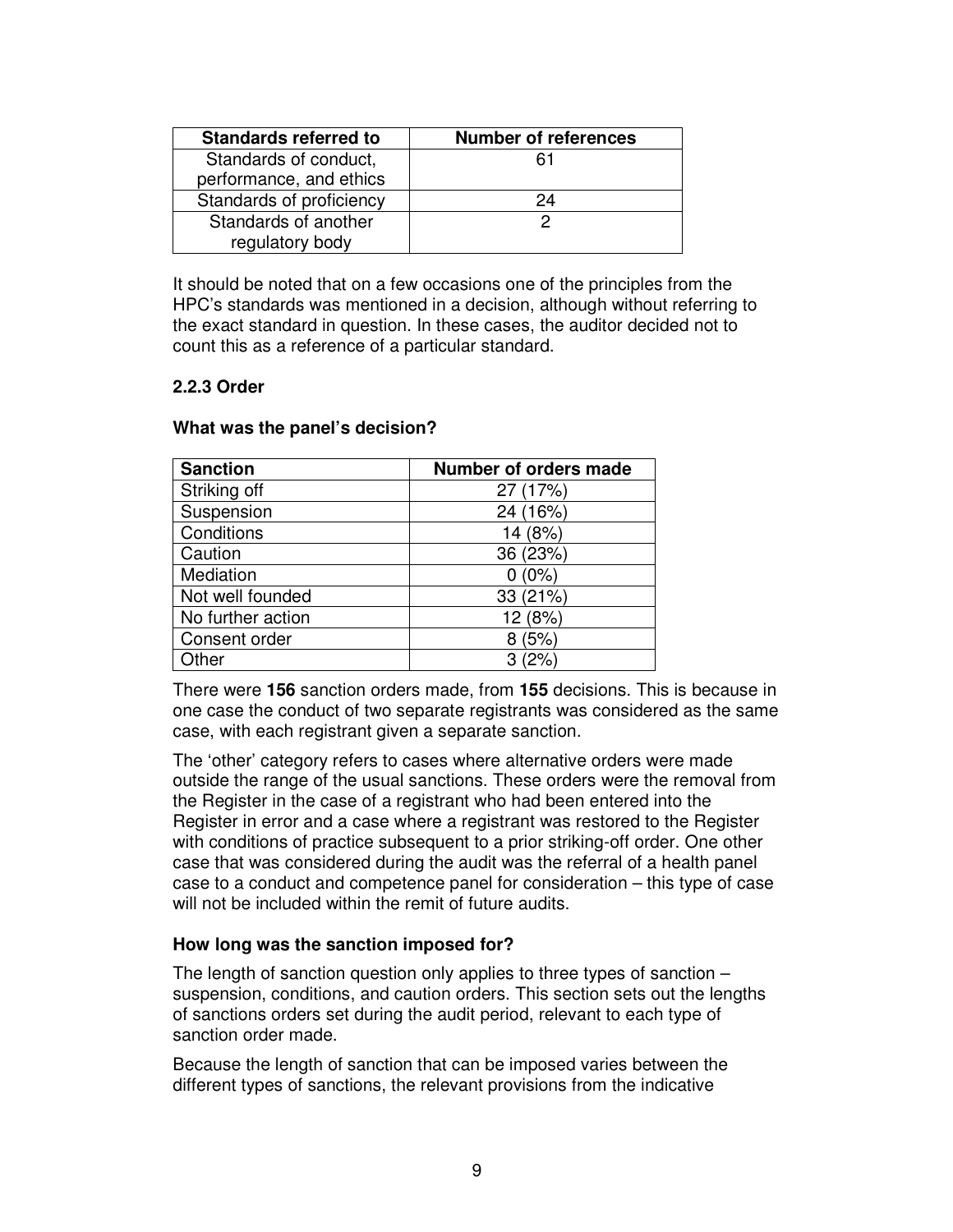| Standards referred to | Number of references |
| --- | --- |
| Standards of conduct, performance, and ethics | 61 |
| Standards of proficiency | 24 |
| Standards of another regulatory body | 2 |

It should be noted that on a few occasions one of the principles from the HPC's standards was mentioned in a decision, although without referring to the exact standard in question. In these cases, the auditor decided not to count this as a reference of a particular standard.

### 2.2.3 Order

**What was the panel's decision?**

| Sanction | Number of orders made |
| --- | --- |
| Striking off | 27 (17%) |
| Suspension | 24 (16%) |
| Conditions | 14 (8%) |
| Caution | 36 (23%) |
| Mediation | 0 (0%) |
| Not well founded | 33 (21%) |
| No further action | 12 (8%) |
| Consent order | 8 (5%) |
| Other | 3 (2%) |

There were **156** sanction orders made, from **155** decisions. This is because in one case the conduct of two separate registrants was considered as the same case, with each registrant given a separate sanction.

The 'other' category refers to cases where alternative orders were made outside the range of the usual sanctions. These orders were the removal from the Register in the case of a registrant who had been entered into the Register in error and a case where a registrant was restored to the Register with conditions of practice subsequent to a prior striking-off order. One other case that was considered during the audit was the referral of a health panel case to a conduct and competence panel for consideration – this type of case will not be included within the remit of future audits.

**How long was the sanction imposed for?**

The length of sanction question only applies to three types of sanction – suspension, conditions, and caution orders. This section sets out the lengths of sanctions orders set during the audit period, relevant to each type of sanction order made.

Because the length of sanction that can be imposed varies between the different types of sanctions, the relevant provisions from the indicative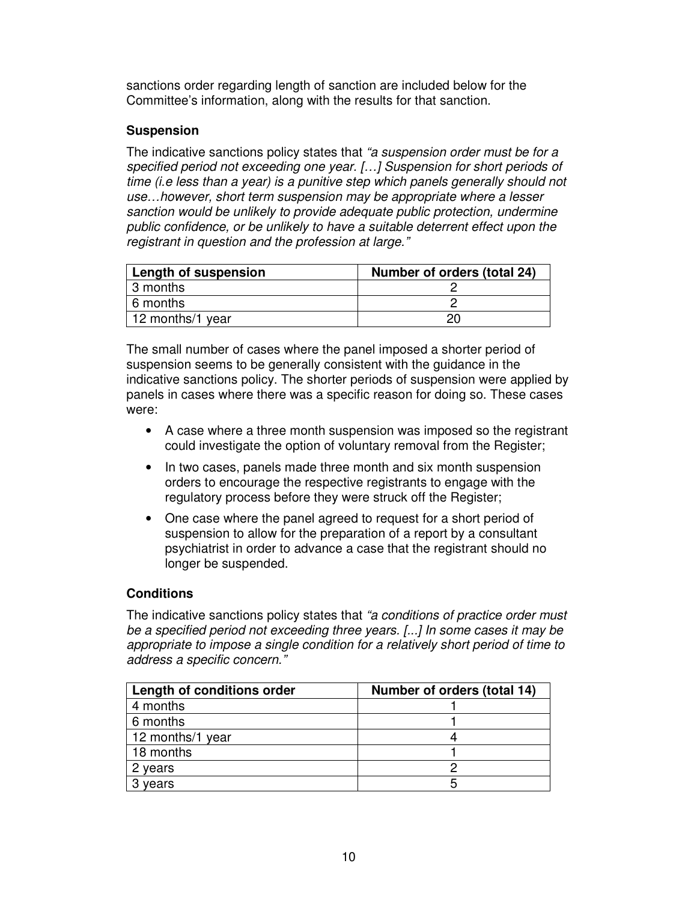sanctions order regarding length of sanction are included below for the Committee's information, along with the results for that sanction.

**Suspension**

The indicative sanctions policy states that *"a suspension order must be for a specified period not exceeding one year. […] Suspension for short periods of time (i.e less than a year) is a punitive step which panels generally should not use…however, short term suspension may be appropriate where a lesser sanction would be unlikely to provide adequate public protection, undermine public confidence, or be unlikely to have a suitable deterrent effect upon the registrant in question and the profession at large."*

| Length of suspension | Number of orders (total 24) |
|---|---|
| 3 months | 2 |
| 6 months | 2 |
| 12 months/1 year | 20 |

The small number of cases where the panel imposed a shorter period of suspension seems to be generally consistent with the guidance in the indicative sanctions policy. The shorter periods of suspension were applied by panels in cases where there was a specific reason for doing so. These cases were:

- A case where a three month suspension was imposed so the registrant could investigate the option of voluntary removal from the Register;
- In two cases, panels made three month and six month suspension orders to encourage the respective registrants to engage with the regulatory process before they were struck off the Register;
- One case where the panel agreed to request for a short period of suspension to allow for the preparation of a report by a consultant psychiatrist in order to advance a case that the registrant should no longer be suspended.

**Conditions**

The indicative sanctions policy states that *"a conditions of practice order must be a specified period not exceeding three years. [...] In some cases it may be appropriate to impose a single condition for a relatively short period of time to address a specific concern."*

| Length of conditions order | Number of orders (total 14) |
|---|---|
| 4 months | 1 |
| 6 months | 1 |
| 12 months/1 year | 4 |
| 18 months | 1 |
| 2 years | 2 |
| 3 years | 5 |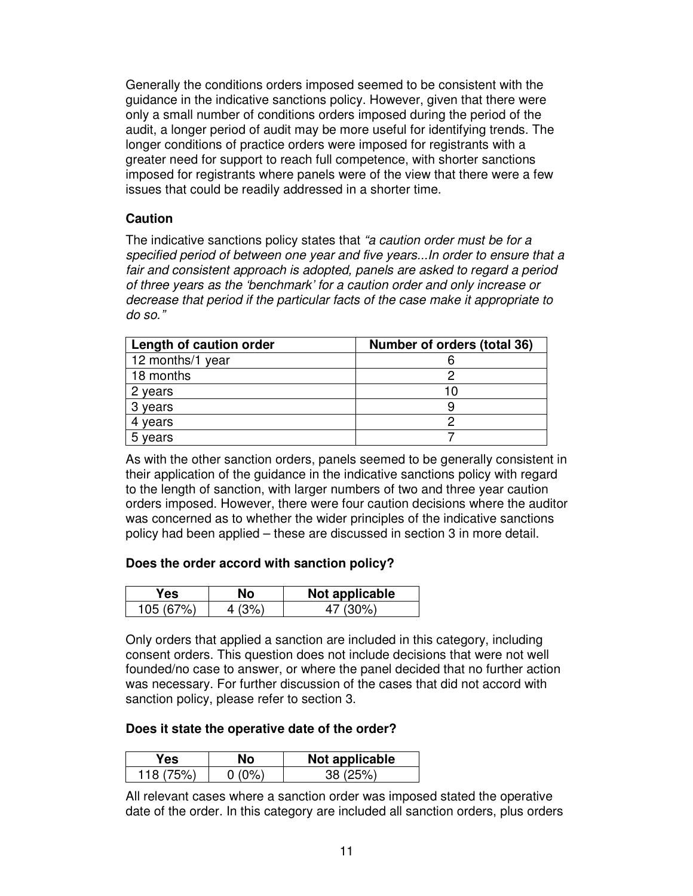Generally the conditions orders imposed seemed to be consistent with the guidance in the indicative sanctions policy. However, given that there were only a small number of conditions orders imposed during the period of the audit, a longer period of audit may be more useful for identifying trends. The longer conditions of practice orders were imposed for registrants with a greater need for support to reach full competence, with shorter sanctions imposed for registrants where panels were of the view that there were a few issues that could be readily addressed in a shorter time.

**Caution**

The indicative sanctions policy states that *"a caution order must be for a specified period of between one year and five years...In order to ensure that a fair and consistent approach is adopted, panels are asked to regard a period of three years as the 'benchmark' for a caution order and only increase or decrease that period if the particular facts of the case make it appropriate to do so."*

| Length of caution order | Number of orders (total 36) |
|---|---|
| 12 months/1 year | 6 |
| 18 months | 2 |
| 2 years | 10 |
| 3 years | 9 |
| 4 years | 2 |
| 5 years | 7 |

As with the other sanction orders, panels seemed to be generally consistent in their application of the guidance in the indicative sanctions policy with regard to the length of sanction, with larger numbers of two and three year caution orders imposed. However, there were four caution decisions where the auditor was concerned as to whether the wider principles of the indicative sanctions policy had been applied – these are discussed in section 3 in more detail.

**Does the order accord with sanction policy?**

| Yes | No | Not applicable |
|---|---|---|
| 105 (67%) | 4 (3%) | 47 (30%) |

Only orders that applied a sanction are included in this category, including consent orders. This question does not include decisions that were not well founded/no case to answer, or where the panel decided that no further action was necessary. For further discussion of the cases that did not accord with sanction policy, please refer to section 3.

**Does it state the operative date of the order?**

| Yes | No | Not applicable |
|---|---|---|
| 118 (75%) | 0 (0%) | 38 (25%) |

All relevant cases where a sanction order was imposed stated the operative date of the order. In this category are included all sanction orders, plus orders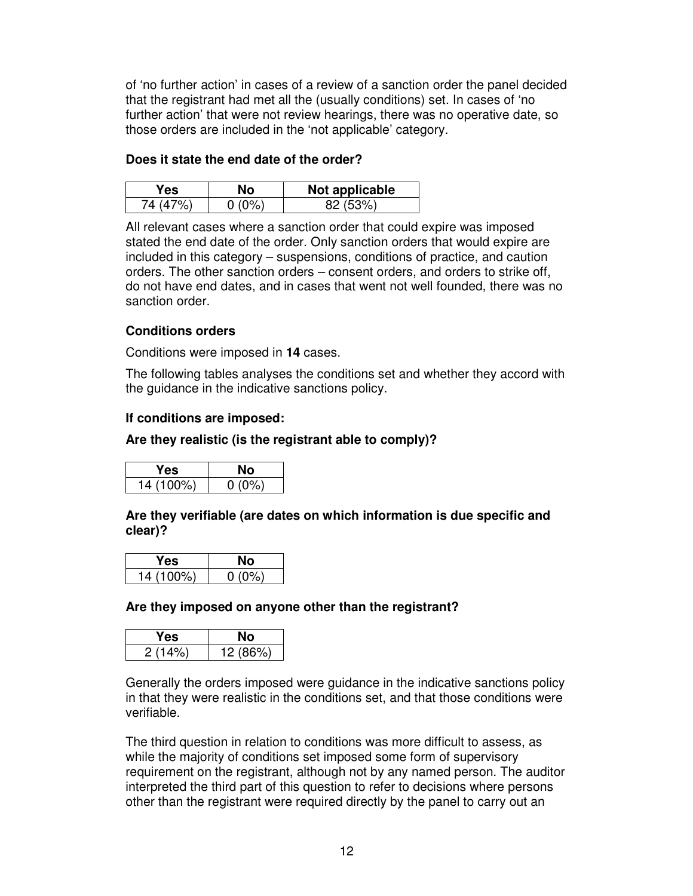of 'no further action' in cases of a review of a sanction order the panel decided that the registrant had met all the (usually conditions) set. In cases of 'no further action' that were not review hearings, there was no operative date, so those orders are included in the 'not applicable' category.

**Does it state the end date of the order?**

| Yes | No | Not applicable |
|---|---|---|
| 74 (47%) | 0 (0%) | 82 (53%) |

All relevant cases where a sanction order that could expire was imposed stated the end date of the order. Only sanction orders that would expire are included in this category – suspensions, conditions of practice, and caution orders. The other sanction orders – consent orders, and orders to strike off, do not have end dates, and in cases that went not well founded, there was no sanction order.

**Conditions orders**

Conditions were imposed in **14** cases.

The following tables analyses the conditions set and whether they accord with the guidance in the indicative sanctions policy.

**If conditions are imposed:**

**Are they realistic (is the registrant able to comply)?**

| Yes | No |
|---|---|
| 14 (100%) | 0 (0%) |

**Are they verifiable (are dates on which information is due specific and clear)?**

| Yes | No |
|---|---|
| 14 (100%) | 0 (0%) |

**Are they imposed on anyone other than the registrant?**

| Yes | No |
|---|---|
| 2 (14%) | 12 (86%) |

Generally the orders imposed were guidance in the indicative sanctions policy in that they were realistic in the conditions set, and that those conditions were verifiable.

The third question in relation to conditions was more difficult to assess, as while the majority of conditions set imposed some form of supervisory requirement on the registrant, although not by any named person. The auditor interpreted the third part of this question to refer to decisions where persons other than the registrant were required directly by the panel to carry out an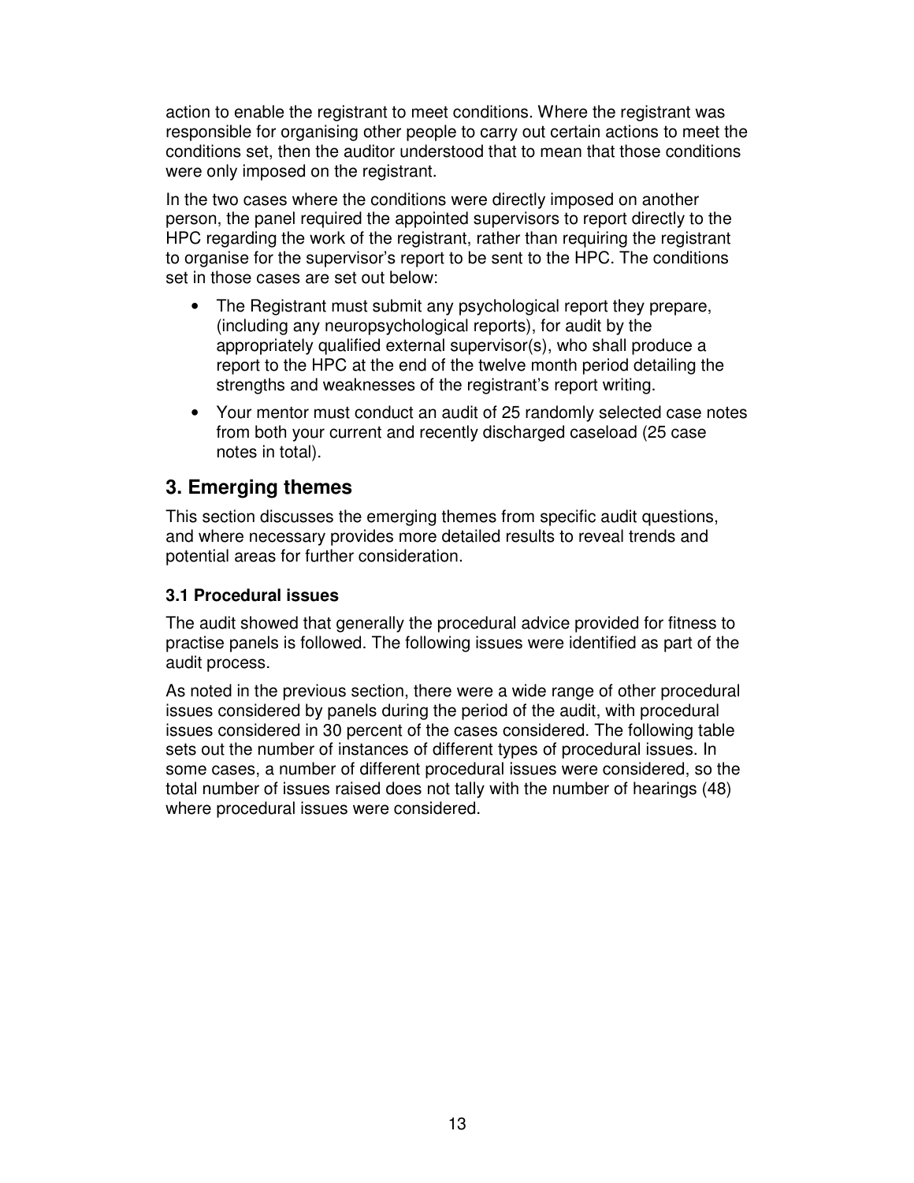action to enable the registrant to meet conditions. Where the registrant was responsible for organising other people to carry out certain actions to meet the conditions set, then the auditor understood that to mean that those conditions were only imposed on the registrant.

In the two cases where the conditions were directly imposed on another person, the panel required the appointed supervisors to report directly to the HPC regarding the work of the registrant, rather than requiring the registrant to organise for the supervisor's report to be sent to the HPC. The conditions set in those cases are set out below:

- The Registrant must submit any psychological report they prepare, (including any neuropsychological reports), for audit by the appropriately qualified external supervisor(s), who shall produce a report to the HPC at the end of the twelve month period detailing the strengths and weaknesses of the registrant's report writing.
- Your mentor must conduct an audit of 25 randomly selected case notes from both your current and recently discharged caseload (25 case notes in total).

## 3. Emerging themes

This section discusses the emerging themes from specific audit questions, and where necessary provides more detailed results to reveal trends and potential areas for further consideration.

### 3.1 Procedural issues

The audit showed that generally the procedural advice provided for fitness to practise panels is followed. The following issues were identified as part of the audit process.

As noted in the previous section, there were a wide range of other procedural issues considered by panels during the period of the audit, with procedural issues considered in 30 percent of the cases considered. The following table sets out the number of instances of different types of procedural issues. In some cases, a number of different procedural issues were considered, so the total number of issues raised does not tally with the number of hearings (48) where procedural issues were considered.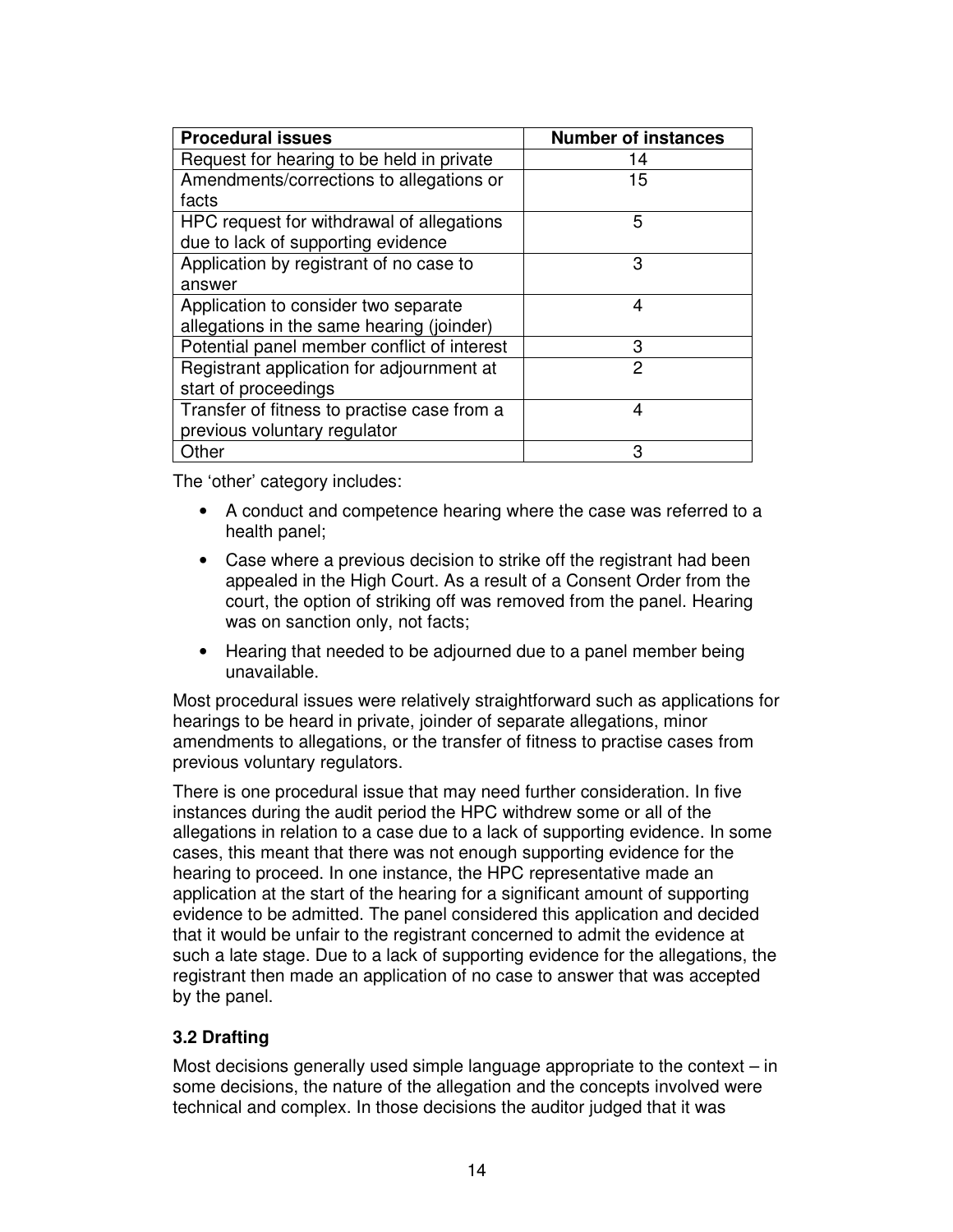| Procedural issues | Number of instances |
|---|---|
| Request for hearing to be held in private | 14 |
| Amendments/corrections to allegations or facts | 15 |
| HPC request for withdrawal of allegations due to lack of supporting evidence | 5 |
| Application by registrant of no case to answer | 3 |
| Application to consider two separate allegations in the same hearing (joinder) | 4 |
| Potential panel member conflict of interest | 3 |
| Registrant application for adjournment at start of proceedings | 2 |
| Transfer of fitness to practise case from a previous voluntary regulator | 4 |
| Other | 3 |

The 'other' category includes:

- A conduct and competence hearing where the case was referred to a health panel;
- Case where a previous decision to strike off the registrant had been appealed in the High Court. As a result of a Consent Order from the court, the option of striking off was removed from the panel. Hearing was on sanction only, not facts;
- Hearing that needed to be adjourned due to a panel member being unavailable.

Most procedural issues were relatively straightforward such as applications for hearings to be heard in private, joinder of separate allegations, minor amendments to allegations, or the transfer of fitness to practise cases from previous voluntary regulators.

There is one procedural issue that may need further consideration. In five instances during the audit period the HPC withdrew some or all of the allegations in relation to a case due to a lack of supporting evidence. In some cases, this meant that there was not enough supporting evidence for the hearing to proceed. In one instance, the HPC representative made an application at the start of the hearing for a significant amount of supporting evidence to be admitted. The panel considered this application and decided that it would be unfair to the registrant concerned to admit the evidence at such a late stage. Due to a lack of supporting evidence for the allegations, the registrant then made an application of no case to answer that was accepted by the panel.

### 3.2 Drafting

Most decisions generally used simple language appropriate to the context – in some decisions, the nature of the allegation and the concepts involved were technical and complex. In those decisions the auditor judged that it was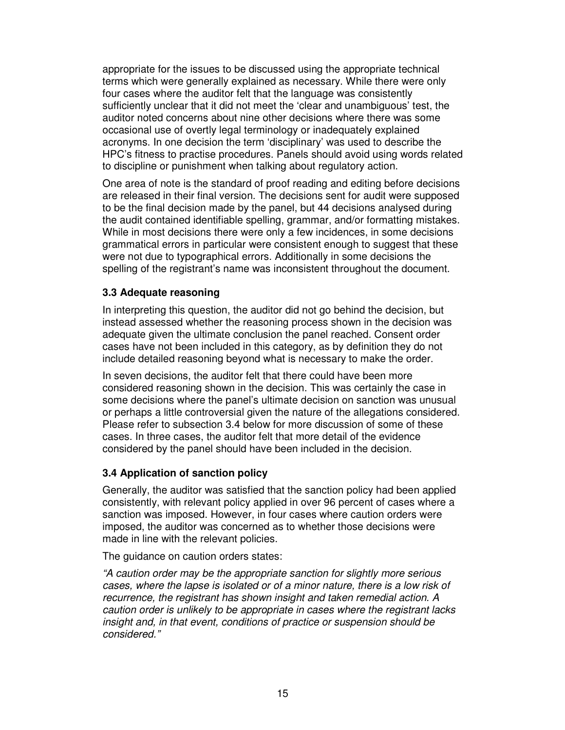appropriate for the issues to be discussed using the appropriate technical terms which were generally explained as necessary. While there were only four cases where the auditor felt that the language was consistently sufficiently unclear that it did not meet the 'clear and unambiguous' test, the auditor noted concerns about nine other decisions where there was some occasional use of overtly legal terminology or inadequately explained acronyms. In one decision the term 'disciplinary' was used to describe the HPC's fitness to practise procedures. Panels should avoid using words related to discipline or punishment when talking about regulatory action.

One area of note is the standard of proof reading and editing before decisions are released in their final version. The decisions sent for audit were supposed to be the final decision made by the panel, but 44 decisions analysed during the audit contained identifiable spelling, grammar, and/or formatting mistakes. While in most decisions there were only a few incidences, in some decisions grammatical errors in particular were consistent enough to suggest that these were not due to typographical errors. Additionally in some decisions the spelling of the registrant's name was inconsistent throughout the document.

### 3.3 Adequate reasoning

In interpreting this question, the auditor did not go behind the decision, but instead assessed whether the reasoning process shown in the decision was adequate given the ultimate conclusion the panel reached. Consent order cases have not been included in this category, as by definition they do not include detailed reasoning beyond what is necessary to make the order.

In seven decisions, the auditor felt that there could have been more considered reasoning shown in the decision. This was certainly the case in some decisions where the panel's ultimate decision on sanction was unusual or perhaps a little controversial given the nature of the allegations considered. Please refer to subsection 3.4 below for more discussion of some of these cases. In three cases, the auditor felt that more detail of the evidence considered by the panel should have been included in the decision.

### 3.4 Application of sanction policy

Generally, the auditor was satisfied that the sanction policy had been applied consistently, with relevant policy applied in over 96 percent of cases where a sanction was imposed. However, in four cases where caution orders were imposed, the auditor was concerned as to whether those decisions were made in line with the relevant policies.

The guidance on caution orders states:

*"A caution order may be the appropriate sanction for slightly more serious cases, where the lapse is isolated or of a minor nature, there is a low risk of recurrence, the registrant has shown insight and taken remedial action. A caution order is unlikely to be appropriate in cases where the registrant lacks insight and, in that event, conditions of practice or suspension should be considered."*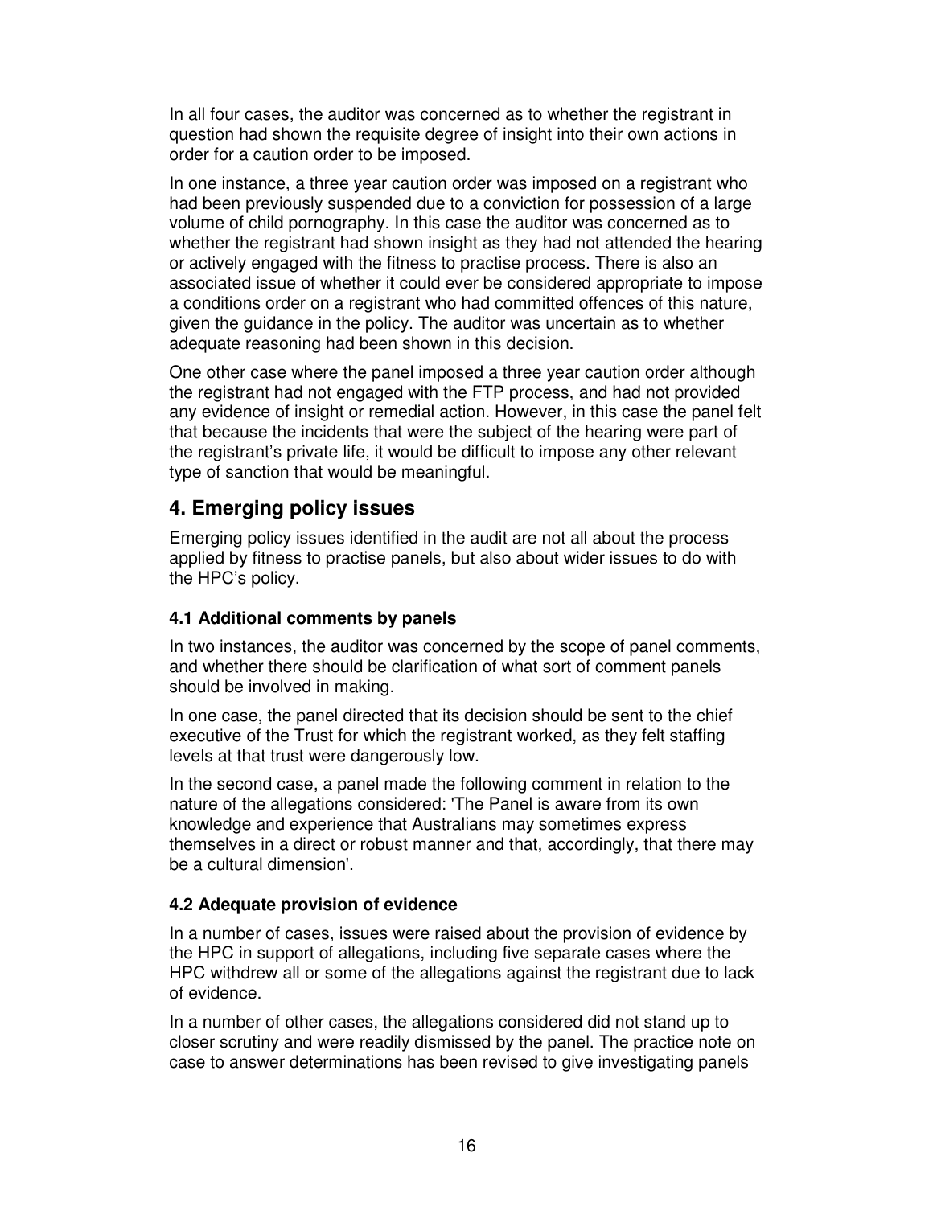In all four cases, the auditor was concerned as to whether the registrant in question had shown the requisite degree of insight into their own actions in order for a caution order to be imposed.

In one instance, a three year caution order was imposed on a registrant who had been previously suspended due to a conviction for possession of a large volume of child pornography. In this case the auditor was concerned as to whether the registrant had shown insight as they had not attended the hearing or actively engaged with the fitness to practise process. There is also an associated issue of whether it could ever be considered appropriate to impose a conditions order on a registrant who had committed offences of this nature, given the guidance in the policy. The auditor was uncertain as to whether adequate reasoning had been shown in this decision.

One other case where the panel imposed a three year caution order although the registrant had not engaged with the FTP process, and had not provided any evidence of insight or remedial action. However, in this case the panel felt that because the incidents that were the subject of the hearing were part of the registrant's private life, it would be difficult to impose any other relevant type of sanction that would be meaningful.

## 4. Emerging policy issues

Emerging policy issues identified in the audit are not all about the process applied by fitness to practise panels, but also about wider issues to do with the HPC's policy.

### 4.1 Additional comments by panels

In two instances, the auditor was concerned by the scope of panel comments, and whether there should be clarification of what sort of comment panels should be involved in making.

In one case, the panel directed that its decision should be sent to the chief executive of the Trust for which the registrant worked, as they felt staffing levels at that trust were dangerously low.

In the second case, a panel made the following comment in relation to the nature of the allegations considered: 'The Panel is aware from its own knowledge and experience that Australians may sometimes express themselves in a direct or robust manner and that, accordingly, that there may be a cultural dimension'.

### 4.2 Adequate provision of evidence

In a number of cases, issues were raised about the provision of evidence by the HPC in support of allegations, including five separate cases where the HPC withdrew all or some of the allegations against the registrant due to lack of evidence.

In a number of other cases, the allegations considered did not stand up to closer scrutiny and were readily dismissed by the panel. The practice note on case to answer determinations has been revised to give investigating panels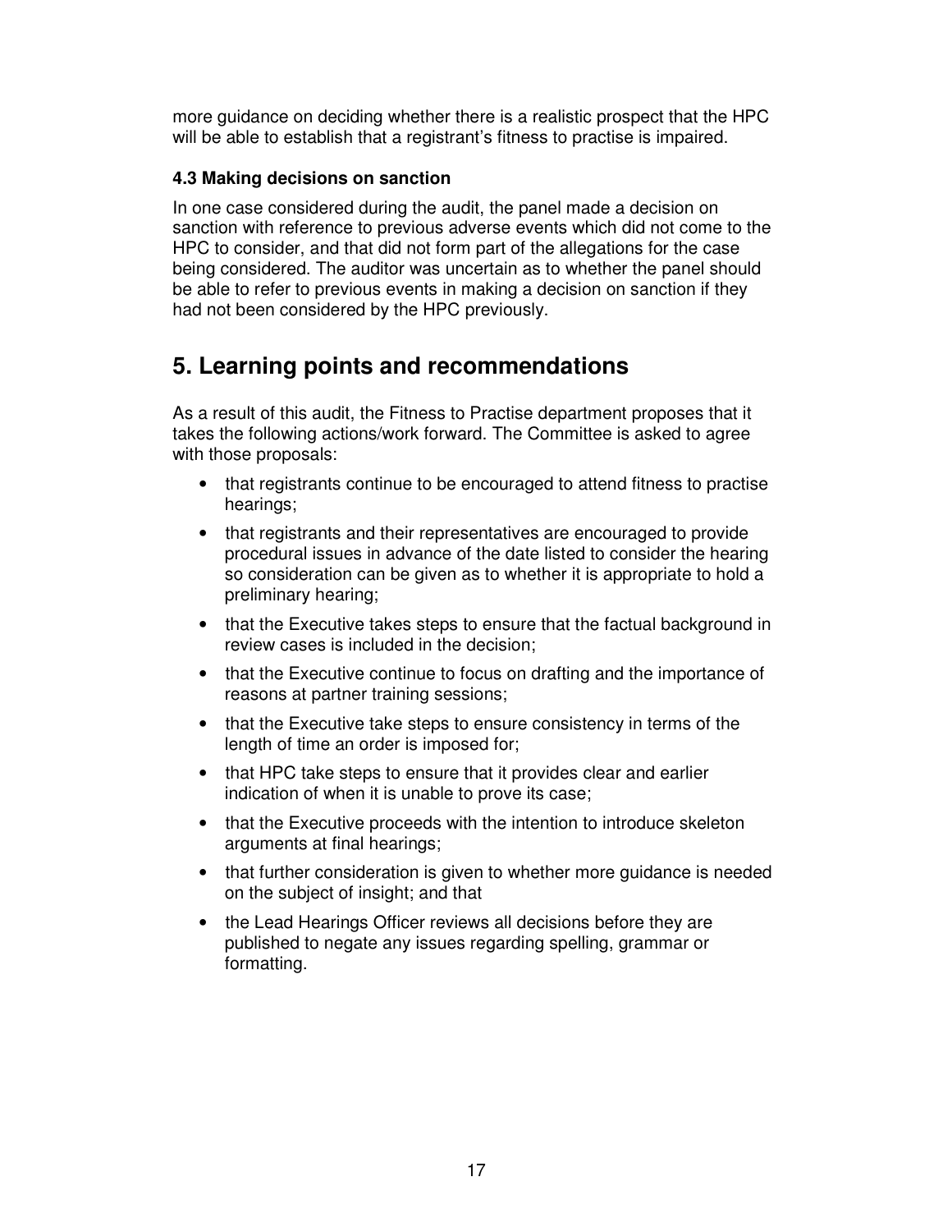more guidance on deciding whether there is a realistic prospect that the HPC will be able to establish that a registrant's fitness to practise is impaired.

### 4.3 Making decisions on sanction

In one case considered during the audit, the panel made a decision on sanction with reference to previous adverse events which did not come to the HPC to consider, and that did not form part of the allegations for the case being considered. The auditor was uncertain as to whether the panel should be able to refer to previous events in making a decision on sanction if they had not been considered by the HPC previously.

## 5. Learning points and recommendations

As a result of this audit, the Fitness to Practise department proposes that it takes the following actions/work forward. The Committee is asked to agree with those proposals:

- that registrants continue to be encouraged to attend fitness to practise hearings;
- that registrants and their representatives are encouraged to provide procedural issues in advance of the date listed to consider the hearing so consideration can be given as to whether it is appropriate to hold a preliminary hearing;
- that the Executive takes steps to ensure that the factual background in review cases is included in the decision;
- that the Executive continue to focus on drafting and the importance of reasons at partner training sessions;
- that the Executive take steps to ensure consistency in terms of the length of time an order is imposed for;
- that HPC take steps to ensure that it provides clear and earlier indication of when it is unable to prove its case;
- that the Executive proceeds with the intention to introduce skeleton arguments at final hearings;
- that further consideration is given to whether more guidance is needed on the subject of insight; and that
- the Lead Hearings Officer reviews all decisions before they are published to negate any issues regarding spelling, grammar or formatting.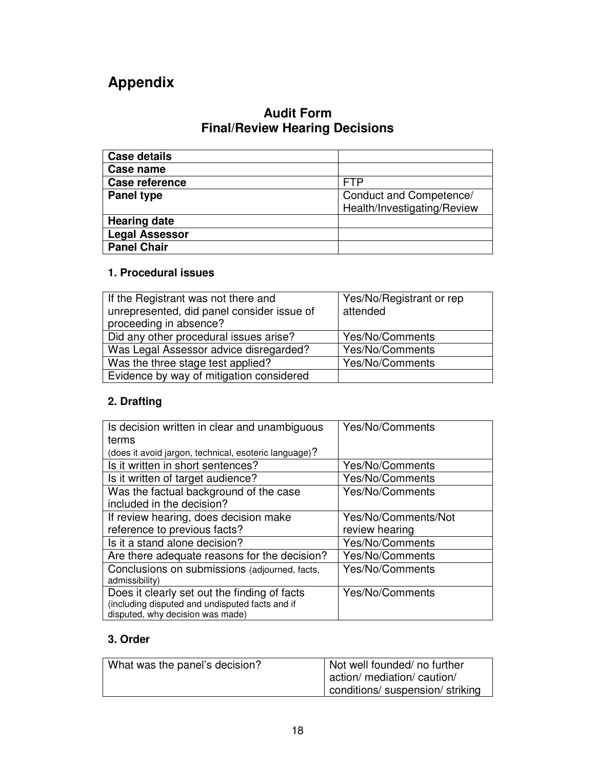# Appendix

## Audit Form
## Final/Review Hearing Decisions

| **Case details** | |
|---|---|
| **Case name** | |
| **Case reference** | FTP |
| **Panel type** | Conduct and Competence/ Health/Investigating/Review |
| **Hearing date** | |
| **Legal Assessor** | |
| **Panel Chair** | |

### 1. Procedural issues

| If the Registrant was not there and unrepresented, did panel consider issue of proceeding in absence? | Yes/No/Registrant or rep attended |
|---|---|
| Did any other procedural issues arise? | Yes/No/Comments |
| Was Legal Assessor advice disregarded? | Yes/No/Comments |
| Was the three stage test applied? | Yes/No/Comments |
| Evidence by way of mitigation considered | |

### 2. Drafting

| Is decision written in clear and unambiguous terms (does it avoid jargon, technical, esoteric language)? | Yes/No/Comments |
|---|---|
| Is it written in short sentences? | Yes/No/Comments |
| Is it written of target audience? | Yes/No/Comments |
| Was the factual background of the case included in the decision? | Yes/No/Comments |
| If review hearing, does decision make reference to previous facts? | Yes/No/Comments/Not review hearing |
| Is it a stand alone decision? | Yes/No/Comments |
| Are there adequate reasons for the decision? | Yes/No/Comments |
| Conclusions on submissions (adjourned, facts, admissibility) | Yes/No/Comments |
| Does it clearly set out the finding of facts (including disputed and undisputed facts and if disputed, why decision was made) | Yes/No/Comments |

### 3. Order

| What was the panel's decision? | Not well founded/ no further action/ mediation/ caution/ conditions/ suspension/ striking |
|---|---|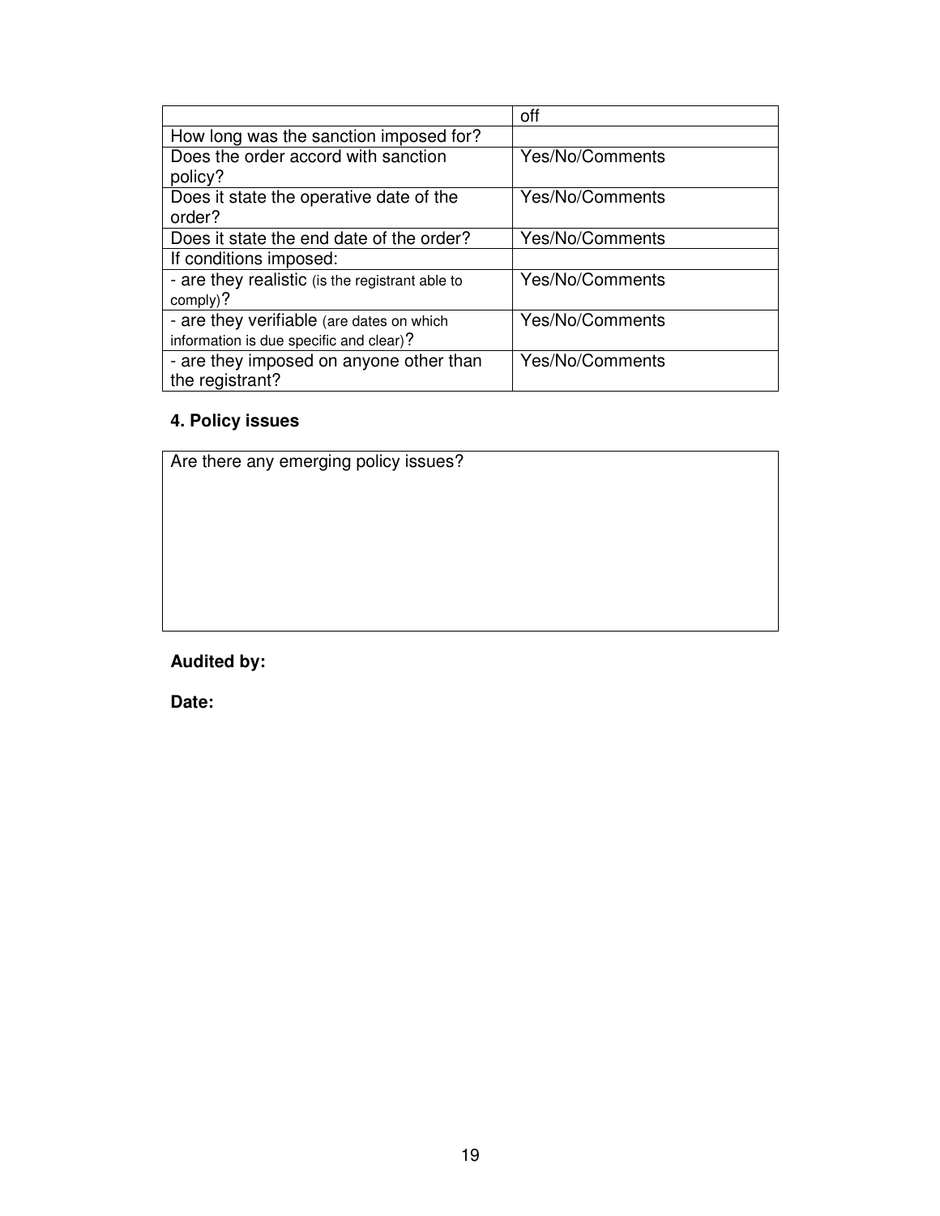| | |
|---|---|
| | off |
| How long was the sanction imposed for? | |
| Does the order accord with sanction policy? | Yes/No/Comments |
| Does it state the operative date of the order? | Yes/No/Comments |
| Does it state the end date of the order? | Yes/No/Comments |
| If conditions imposed: | |
| - are they realistic (is the registrant able to comply)? | Yes/No/Comments |
| - are they verifiable (are dates on which information is due specific and clear)? | Yes/No/Comments |
| - are they imposed on anyone other than the registrant? | Yes/No/Comments |

**4. Policy issues**

| |
|---|
| Are there any emerging policy issues? |

**Audited by:**

**Date:**